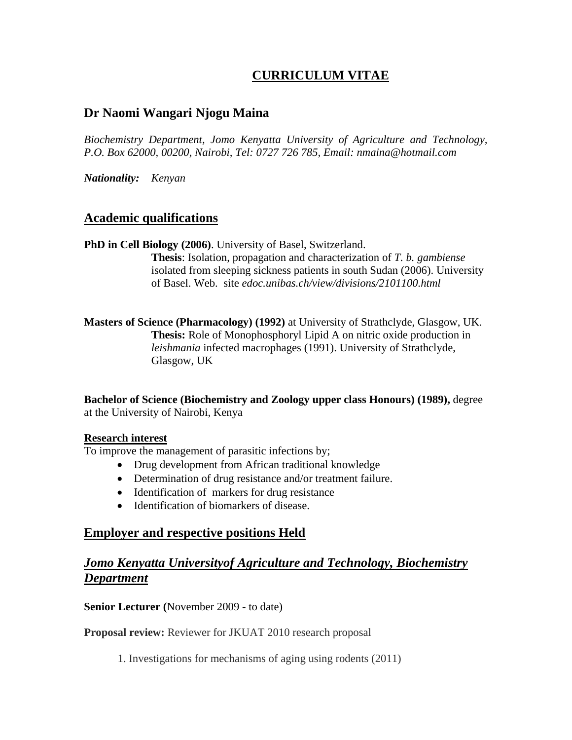# CURRICULUM VITAE

## Dr Naomi Wangari Njogu Maina

*Biochemistry Department, Jomo Kenyatta University of Agriculture and Technology, P.O. Box 62000, 00200, Nairobi, Tel: 0727 726 785, Email: nmaina@hotmail.com*

***Nationality:*** *Kenyan*

## Academic qualifications

**PhD in Cell Biology (2006)**. University of Basel, Switzerland.
**Thesis**: Isolation, propagation and characterization of *T. b. gambiense* isolated from sleeping sickness patients in south Sudan (2006). University of Basel. Web. site *edoc.unibas.ch/view/divisions/2101100.html*

**Masters of Science (Pharmacology) (1992)** at University of Strathclyde, Glasgow, UK.
**Thesis:** Role of Monophosphoryl Lipid A on nitric oxide production in *leishmania* infected macrophages (1991). University of Strathclyde, Glasgow, UK

**Bachelor of Science (Biochemistry and Zoology upper class Honours) (1989),** degree at the University of Nairobi, Kenya

**Research interest**

To improve the management of parasitic infections by;

- Drug development from African traditional knowledge
- Determination of drug resistance and/or treatment failure.
- Identification of markers for drug resistance
- Identification of biomarkers of disease.

## Employer and respective positions Held

## *Jomo Kenyatta Universityof Agriculture and Technology, Biochemistry Department*

**Senior Lecturer (**November 2009 - to date)

**Proposal review:** Reviewer for JKUAT 2010 research proposal

1. Investigations for mechanisms of aging using rodents (2011)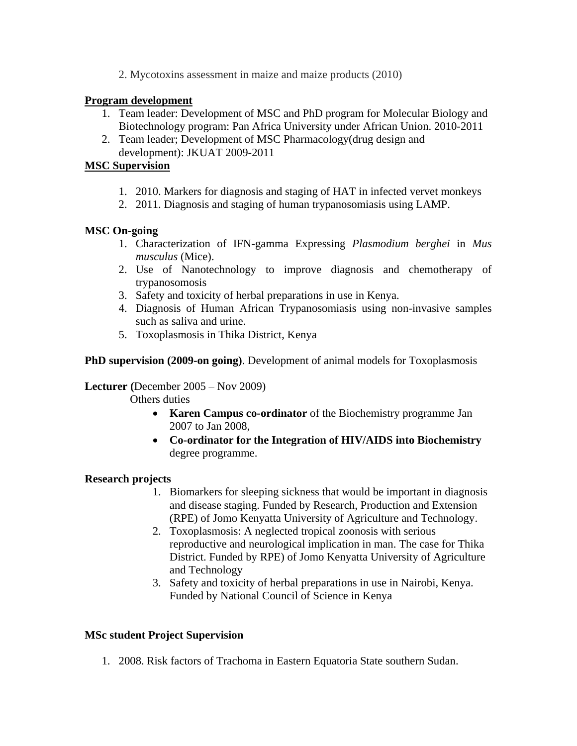2. Mycotoxins assessment in maize and maize products (2010)

**Program development**

1. Team leader: Development of MSC and PhD program for Molecular Biology and Biotechnology program: Pan Africa University under African Union. 2010-2011
2. Team leader; Development of MSC Pharmacology(drug design and development): JKUAT 2009-2011

**MSC Supervision**

1. 2010. Markers for diagnosis and staging of HAT in infected vervet monkeys
2. 2011. Diagnosis and staging of human trypanosomiasis using LAMP.

**MSC On-going**

1. Characterization of IFN-gamma Expressing *Plasmodium berghei* in *Mus musculus* (Mice).
2. Use of Nanotechnology to improve diagnosis and chemotherapy of trypanosomosis
3. Safety and toxicity of herbal preparations in use in Kenya.
4. Diagnosis of Human African Trypanosomiasis using non-invasive samples such as saliva and urine.
5. Toxoplasmosis in Thika District, Kenya

**PhD supervision (2009-on going)**. Development of animal models for Toxoplasmosis

**Lecturer (**December 2005 – Nov 2009)

Others duties

- **Karen Campus co-ordinator** of the Biochemistry programme Jan 2007 to Jan 2008,
- **Co-ordinator for the Integration of HIV/AIDS into Biochemistry** degree programme.

**Research projects**

1. Biomarkers for sleeping sickness that would be important in diagnosis and disease staging. Funded by Research, Production and Extension (RPE) of Jomo Kenyatta University of Agriculture and Technology.
2. Toxoplasmosis: A neglected tropical zoonosis with serious reproductive and neurological implication in man. The case for Thika District. Funded by RPE) of Jomo Kenyatta University of Agriculture and Technology
3. Safety and toxicity of herbal preparations in use in Nairobi, Kenya. Funded by National Council of Science in Kenya

**MSc student Project Supervision**

1. 2008. Risk factors of Trachoma in Eastern Equatoria State southern Sudan.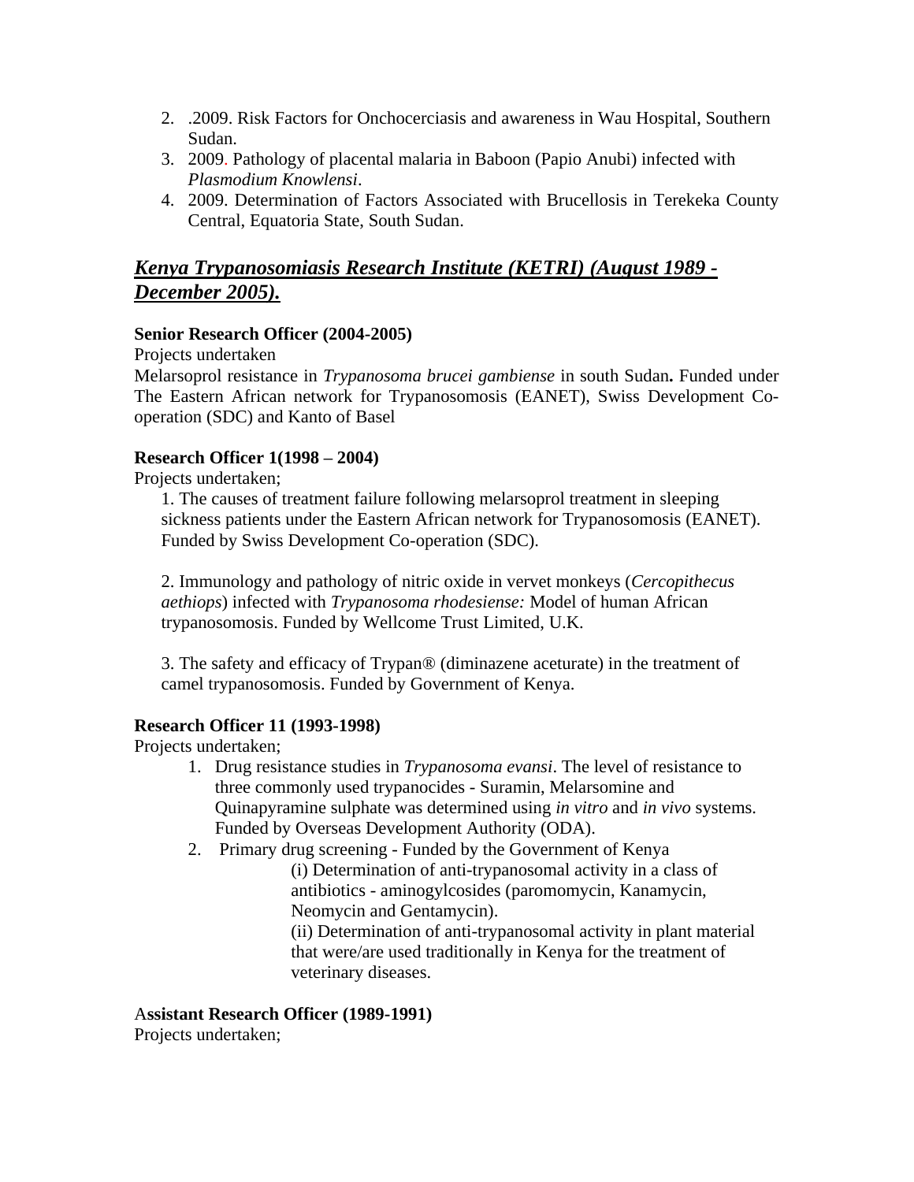2. .2009. Risk Factors for Onchocerciasis and awareness in Wau Hospital, Southern Sudan.
3. 2009. Pathology of placental malaria in Baboon (Papio Anubi) infected with *Plasmodium Knowlensi*.
4. 2009. Determination of Factors Associated with Brucellosis in Terekeka County Central, Equatoria State, South Sudan.

## ***Kenya Trypanosomiasis Research Institute (KETRI) (August 1989 - December 2005).***

**Senior Research Officer (2004-2005)**

Projects undertaken

Melarsoprol resistance in *Trypanosoma brucei gambiense* in south Sudan**.** Funded under The Eastern African network for Trypanosomosis (EANET), Swiss Development Co-operation (SDC) and Kanto of Basel

**Research Officer 1(1998 – 2004)**

Projects undertaken;

1. The causes of treatment failure following melarsoprol treatment in sleeping sickness patients under the Eastern African network for Trypanosomosis (EANET). Funded by Swiss Development Co-operation (SDC).

2. Immunology and pathology of nitric oxide in vervet monkeys (*Cercopithecus aethiops*) infected with *Trypanosoma rhodesiense:* Model of human African trypanosomosis. Funded by Wellcome Trust Limited, U.K.

3. The safety and efficacy of Trypan® (diminazene aceturate) in the treatment of camel trypanosomosis. Funded by Government of Kenya.

**Research Officer 11 (1993-1998)**

Projects undertaken;

1. Drug resistance studies in *Trypanosoma evansi*. The level of resistance to three commonly used trypanocides - Suramin, Melarsomine and Quinapyramine sulphate was determined using *in vitro* and *in vivo* systems. Funded by Overseas Development Authority (ODA).
2. Primary drug screening - Funded by the Government of Kenya
   (i) Determination of anti-trypanosomal activity in a class of antibiotics - aminogylcosides (paromomycin, Kanamycin, Neomycin and Gentamycin).
   (ii) Determination of anti-trypanosomal activity in plant material that were/are used traditionally in Kenya for the treatment of veterinary diseases.

**Assistant Research Officer (1989-1991)**

Projects undertaken;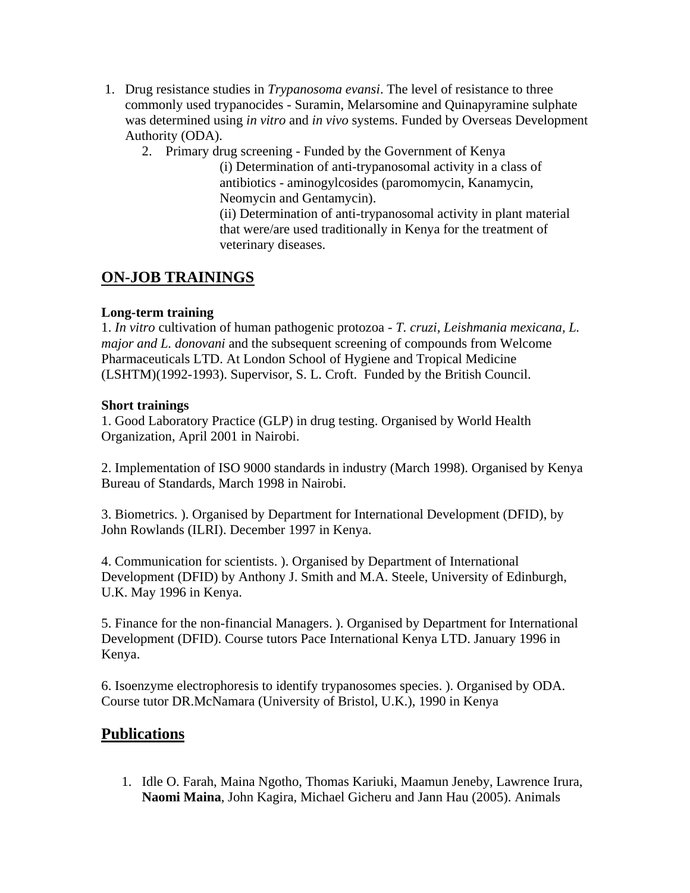1. Drug resistance studies in *Trypanosoma evansi*. The level of resistance to three commonly used trypanocides - Suramin, Melarsomine and Quinapyramine sulphate was determined using *in vitro* and *in vivo* systems. Funded by Overseas Development Authority (ODA).
2. Primary drug screening - Funded by the Government of Kenya

   (i) Determination of anti-trypanosomal activity in a class of antibiotics - aminogylcosides (paromomycin, Kanamycin, Neomycin and Gentamycin).

   (ii) Determination of anti-trypanosomal activity in plant material that were/are used traditionally in Kenya for the treatment of veterinary diseases.

## ON-JOB TRAININGS

**Long-term training**

1. *In vitro* cultivation of human pathogenic protozoa - *T. cruzi, Leishmania mexicana, L. major and L. donovani* and the subsequent screening of compounds from Welcome Pharmaceuticals LTD. At London School of Hygiene and Tropical Medicine (LSHTM)(1992-1993). Supervisor, S. L. Croft. Funded by the British Council.

**Short trainings**

1. Good Laboratory Practice (GLP) in drug testing. Organised by World Health Organization, April 2001 in Nairobi.

2. Implementation of ISO 9000 standards in industry (March 1998). Organised by Kenya Bureau of Standards, March 1998 in Nairobi.

3. Biometrics. ). Organised by Department for International Development (DFID), by John Rowlands (ILRI). December 1997 in Kenya.

4. Communication for scientists. ). Organised by Department of International Development (DFID) by Anthony J. Smith and M.A. Steele, University of Edinburgh, U.K. May 1996 in Kenya.

5. Finance for the non-financial Managers. ). Organised by Department for International Development (DFID). Course tutors Pace International Kenya LTD. January 1996 in Kenya.

6. Isoenzyme electrophoresis to identify trypanosomes species. ). Organised by ODA. Course tutor DR.McNamara (University of Bristol, U.K.), 1990 in Kenya

## Publications

1. Idle O. Farah, Maina Ngotho, Thomas Kariuki, Maamun Jeneby, Lawrence Irura, **Naomi Maina**, John Kagira, Michael Gicheru and Jann Hau (2005). Animals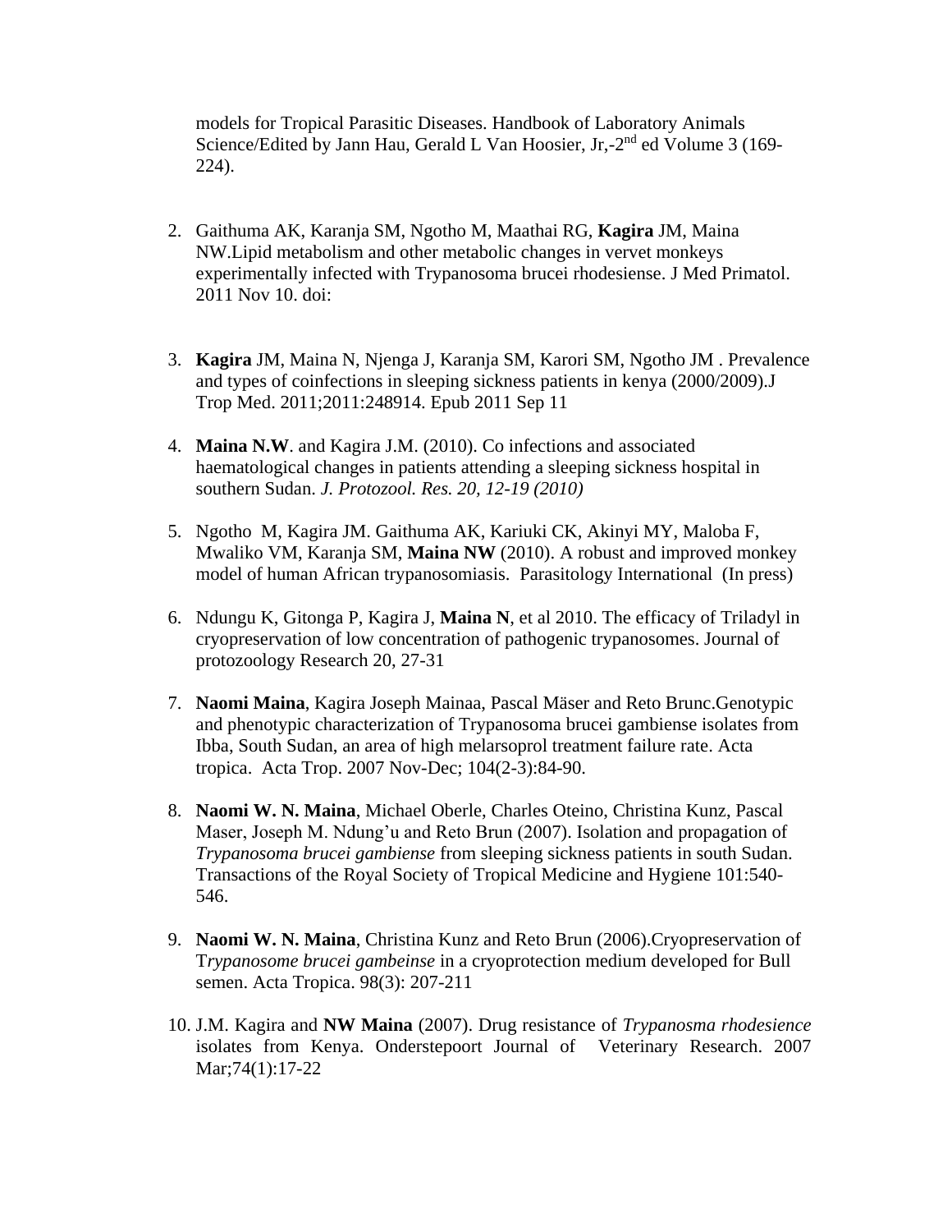models for Tropical Parasitic Diseases. Handbook of Laboratory Animals Science/Edited by Jann Hau, Gerald L Van Hoosier, Jr,-2$^{nd}$ ed Volume 3 (169-224).

2. Gaithuma AK, Karanja SM, Ngotho M, Maathai RG, **Kagira** JM, Maina NW.Lipid metabolism and other metabolic changes in vervet monkeys experimentally infected with Trypanosoma brucei rhodesiense. J Med Primatol. 2011 Nov 10. doi:

3. **Kagira** JM, Maina N, Njenga J, Karanja SM, Karori SM, Ngotho JM . Prevalence and types of coinfections in sleeping sickness patients in kenya (2000/2009).J Trop Med. 2011;2011:248914. Epub 2011 Sep 11

4. **Maina N.W**. and Kagira J.M. (2010). Co infections and associated haematological changes in patients attending a sleeping sickness hospital in southern Sudan. *J. Protozool. Res. 20, 12-19 (2010)*

5. Ngotho M, Kagira JM. Gaithuma AK, Kariuki CK, Akinyi MY, Maloba F, Mwaliko VM, Karanja SM, **Maina NW** (2010). A robust and improved monkey model of human African trypanosomiasis. Parasitology International (In press)

6. Ndungu K, Gitonga P, Kagira J, **Maina N**, et al 2010. The efficacy of Triladyl in cryopreservation of low concentration of pathogenic trypanosomes. Journal of protozoology Research 20, 27-31

7. **Naomi Maina**, Kagira Joseph Mainaa, Pascal Mäser and Reto Brunc.Genotypic and phenotypic characterization of Trypanosoma brucei gambiense isolates from Ibba, South Sudan, an area of high melarsoprol treatment failure rate. Acta tropica. Acta Trop. 2007 Nov-Dec; 104(2-3):84-90.

8. **Naomi W. N. Maina**, Michael Oberle, Charles Oteino, Christina Kunz, Pascal Maser, Joseph M. Ndung'u and Reto Brun (2007). Isolation and propagation of *Trypanosoma brucei gambiense* from sleeping sickness patients in south Sudan. Transactions of the Royal Society of Tropical Medicine and Hygiene 101:540-546.

9. **Naomi W. N. Maina**, Christina Kunz and Reto Brun (2006).Cryopreservation of T*rypanosome brucei gambeinse* in a cryoprotection medium developed for Bull semen. Acta Tropica. 98(3): 207-211

10. J.M. Kagira and **NW Maina** (2007). Drug resistance of *Trypanosma rhodesience* isolates from Kenya. Onderstepoort Journal of Veterinary Research. 2007 Mar;74(1):17-22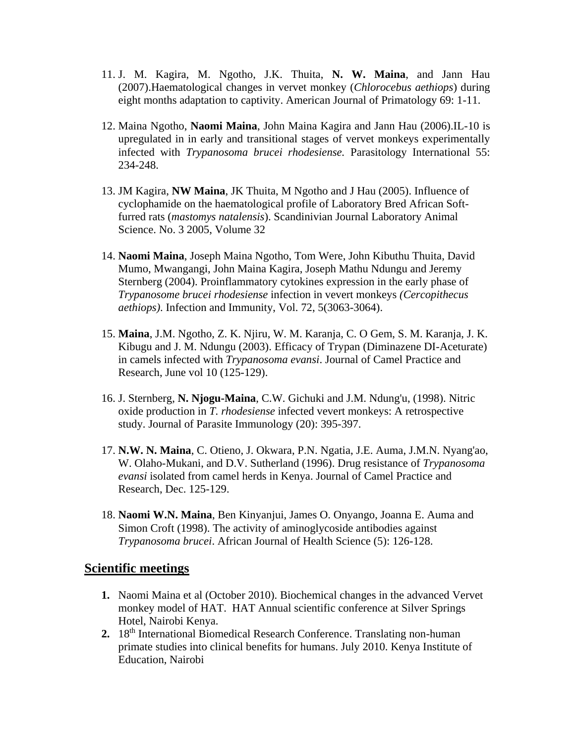11. J. M. Kagira, M. Ngotho, J.K. Thuita, **N. W. Maina**, and Jann Hau (2007).Haematological changes in vervet monkey (*Chlorocebus aethiops*) during eight months adaptation to captivity. American Journal of Primatology 69: 1-11.

12. Maina Ngotho, **Naomi Maina**, John Maina Kagira and Jann Hau (2006).IL-10 is upregulated in in early and transitional stages of vervet monkeys experimentally infected with *Trypanosoma brucei rhodesiense.* Parasitology International 55: 234-248.

13. JM Kagira, **NW Maina**, JK Thuita, M Ngotho and J Hau (2005). Influence of cyclophamide on the haematological profile of Laboratory Bred African Soft-furred rats (*mastomys natalensis*). Scandinivian Journal Laboratory Animal Science. No. 3 2005, Volume 32

14. **Naomi Maina**, Joseph Maina Ngotho, Tom Were, John Kibuthu Thuita, David Mumo, Mwangangi, John Maina Kagira, Joseph Mathu Ndungu and Jeremy Sternberg (2004). Proinflammatory cytokines expression in the early phase of *Trypanosome brucei rhodesiense* infection in vevert monkeys *(Cercopithecus aethiops)*. Infection and Immunity, Vol. 72, 5(3063-3064).

15. **Maina**, J.M. Ngotho, Z. K. Njiru, W. M. Karanja, C. O Gem, S. M. Karanja, J. K. Kibugu and J. M. Ndungu (2003). Efficacy of Trypan (Diminazene DI-Aceturate) in camels infected with *Trypanosoma evansi*. Journal of Camel Practice and Research, June vol 10 (125-129).

16. J. Sternberg, **N. Njogu-Maina**, C.W. Gichuki and J.M. Ndung'u, (1998). Nitric oxide production in *T. rhodesiense* infected vevert monkeys: A retrospective study. Journal of Parasite Immunology (20): 395-397.

17. **N.W. N. Maina**, C. Otieno, J. Okwara, P.N. Ngatia, J.E. Auma, J.M.N. Nyang'ao, W. Olaho-Mukani, and D.V. Sutherland (1996). Drug resistance of *Trypanosoma evansi* isolated from camel herds in Kenya. Journal of Camel Practice and Research, Dec. 125-129.

18. **Naomi W.N. Maina**, Ben Kinyanjui, James O. Onyango, Joanna E. Auma and Simon Croft (1998). The activity of aminoglycoside antibodies against *Trypanosoma brucei*. African Journal of Health Science (5): 126-128.

## Scientific meetings

1. Naomi Maina et al (October 2010). Biochemical changes in the advanced Vervet monkey model of HAT. HAT Annual scientific conference at Silver Springs Hotel, Nairobi Kenya.
2. 18th International Biomedical Research Conference. Translating non-human primate studies into clinical benefits for humans. July 2010. Kenya Institute of Education, Nairobi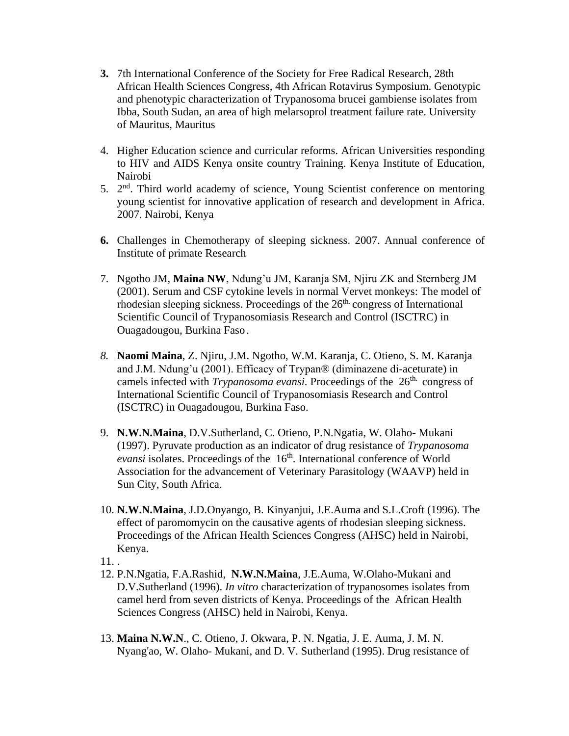**3.** 7th International Conference of the Society for Free Radical Research, 28th African Health Sciences Congress, 4th African Rotavirus Symposium. Genotypic and phenotypic characterization of Trypanosoma brucei gambiense isolates from Ibba, South Sudan, an area of high melarsoprol treatment failure rate. University of Mauritius, Mauritius

4. Higher Education science and curricular reforms. African Universities responding to HIV and AIDS Kenya onsite country Training. Kenya Institute of Education, Nairobi
5. 2nd. Third world academy of science, Young Scientist conference on mentoring young scientist for innovative application of research and development in Africa. 2007. Nairobi, Kenya

**6.** Challenges in Chemotherapy of sleeping sickness. 2007. Annual conference of Institute of primate Research

7. Ngotho JM, **Maina NW**, Ndung'u JM, Karanja SM, Njiru ZK and Sternberg JM (2001). Serum and CSF cytokine levels in normal Vervet monkeys: The model of rhodesian sleeping sickness. Proceedings of the 26th. congress of International Scientific Council of Trypanosomiasis Research and Control (ISCTRC) in Ouagadougou, Burkina Faso.

*8.* **Naomi Maina**, Z. Njiru, J.M. Ngotho, W.M. Karanja, C. Otieno, S. M. Karanja and J.M. Ndung'u (2001). Efficacy of Trypan® (diminazene di-aceturate) in camels infected with *Trypanosoma evansi*. Proceedings of the 26th. congress of International Scientific Council of Trypanosomiasis Research and Control (ISCTRC) in Ouagadougou, Burkina Faso.

9. **N.W.N.Maina**, D.V.Sutherland, C. Otieno, P.N.Ngatia, W. Olaho- Mukani (1997). Pyruvate production as an indicator of drug resistance of *Trypanosoma evansi* isolates. Proceedings of the 16th. International conference of World Association for the advancement of Veterinary Parasitology (WAAVP) held in Sun City, South Africa.

10. **N.W.N.Maina**, J.D.Onyango, B. Kinyanjui, J.E.Auma and S.L.Croft (1996). The effect of paromomycin on the causative agents of rhodesian sleeping sickness. Proceedings of the African Health Sciences Congress (AHSC) held in Nairobi, Kenya.
11. .
12. P.N.Ngatia, F.A.Rashid, **N.W.N.Maina**, J.E.Auma, W.Olaho-Mukani and D.V.Sutherland (1996). *In vitro* characterization of trypanosomes isolates from camel herd from seven districts of Kenya. Proceedings of the African Health Sciences Congress (AHSC) held in Nairobi, Kenya.

13. **Maina N.W.N**., C. Otieno, J. Okwara, P. N. Ngatia, J. E. Auma, J. M. N. Nyang'ao, W. Olaho- Mukani, and D. V. Sutherland (1995). Drug resistance of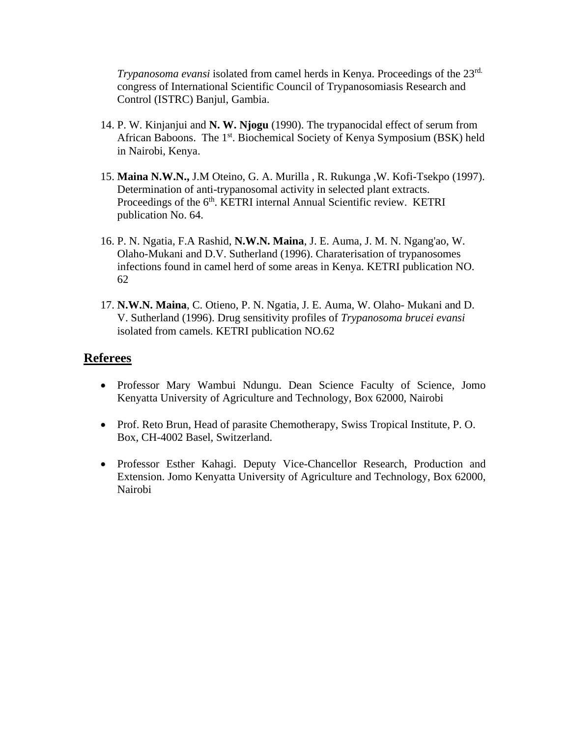*Trypanosoma evansi* isolated from camel herds in Kenya. Proceedings of the 23[rd.] congress of International Scientific Council of Trypanosomiasis Research and Control (ISTRC) Banjul, Gambia.

14. P. W. Kinjanjui and **N. W. Njogu** (1990). The trypanocidal effect of serum from African Baboons. The 1[st]. Biochemical Society of Kenya Symposium (BSK) held in Nairobi, Kenya.

15. **Maina N.W.N.,** J.M Oteino, G. A. Murilla , R. Rukunga ,W. Kofi-Tsekpo (1997). Determination of anti-trypanosomal activity in selected plant extracts. Proceedings of the 6[th]. KETRI internal Annual Scientific review. KETRI publication No. 64.

16. P. N. Ngatia, F.A Rashid, **N.W.N. Maina**, J. E. Auma, J. M. N. Ngang'ao, W. Olaho-Mukani and D.V. Sutherland (1996). Charaterisation of trypanosomes infections found in camel herd of some areas in Kenya. KETRI publication NO. 62

17. **N.W.N. Maina**, C. Otieno, P. N. Ngatia, J. E. Auma, W. Olaho- Mukani and D. V. Sutherland (1996). Drug sensitivity profiles of *Trypanosoma brucei evansi* isolated from camels. KETRI publication NO.62

## Referees

- Professor Mary Wambui Ndungu. Dean Science Faculty of Science, Jomo Kenyatta University of Agriculture and Technology, Box 62000, Nairobi

- Prof. Reto Brun, Head of parasite Chemotherapy, Swiss Tropical Institute, P. O. Box, CH-4002 Basel, Switzerland.

- Professor Esther Kahagi. Deputy Vice-Chancellor Research, Production and Extension. Jomo Kenyatta University of Agriculture and Technology, Box 62000, Nairobi